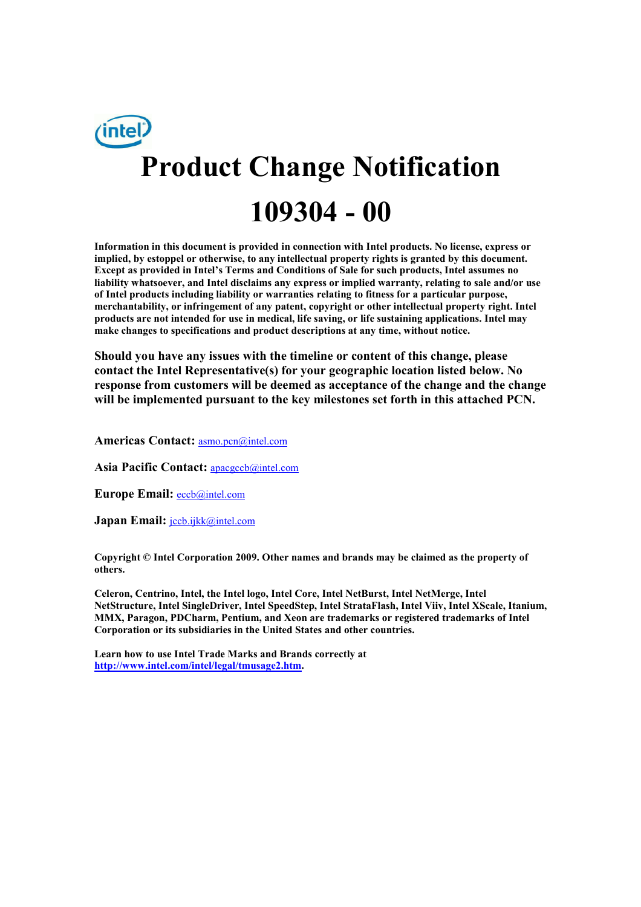# Product Change Notification

# 109304 - 00

**Information in this document is provided in connection with Intel products. No license, express or implied, by estoppel or otherwise, to any intellectual property rights is granted by this document. Except as provided in Intel's Terms and Conditions of Sale for such products, Intel assumes no liability whatsoever, and Intel disclaims any express or implied warranty, relating to sale and/or use of Intel products including liability or warranties relating to fitness for a particular purpose, merchantability, or infringement of any patent, copyright or other intellectual property right. Intel products are not intended for use in medical, life saving, or life sustaining applications. Intel may make changes to specifications and product descriptions at any time, without notice.**

**Should you have any issues with the timeline or content of this change, please contact the Intel Representative(s) for your geographic location listed below. No response from customers will be deemed as acceptance of the change and the change will be implemented pursuant to the key milestones set forth in this attached PCN.**

**Americas Contact:** asmo.pcn@intel.com

**Asia Pacific Contact:** apacgccb@intel.com

**Europe Email:** eccb@intel.com

**Japan Email:** jccb.ijkk@intel.com

**Copyright © Intel Corporation 2009. Other names and brands may be claimed as the property of others.**

**Celeron, Centrino, Intel, the Intel logo, Intel Core, Intel NetBurst, Intel NetMerge, Intel NetStructure, Intel SingleDriver, Intel SpeedStep, Intel StrataFlash, Intel Viiv, Intel XScale, Itanium, MMX, Paragon, PDCharm, Pentium, and Xeon are trademarks or registered trademarks of Intel Corporation or its subsidiaries in the United States and other countries.**

**Learn how to use Intel Trade Marks and Brands correctly at http://www.intel.com/intel/legal/tmusage2.htm.**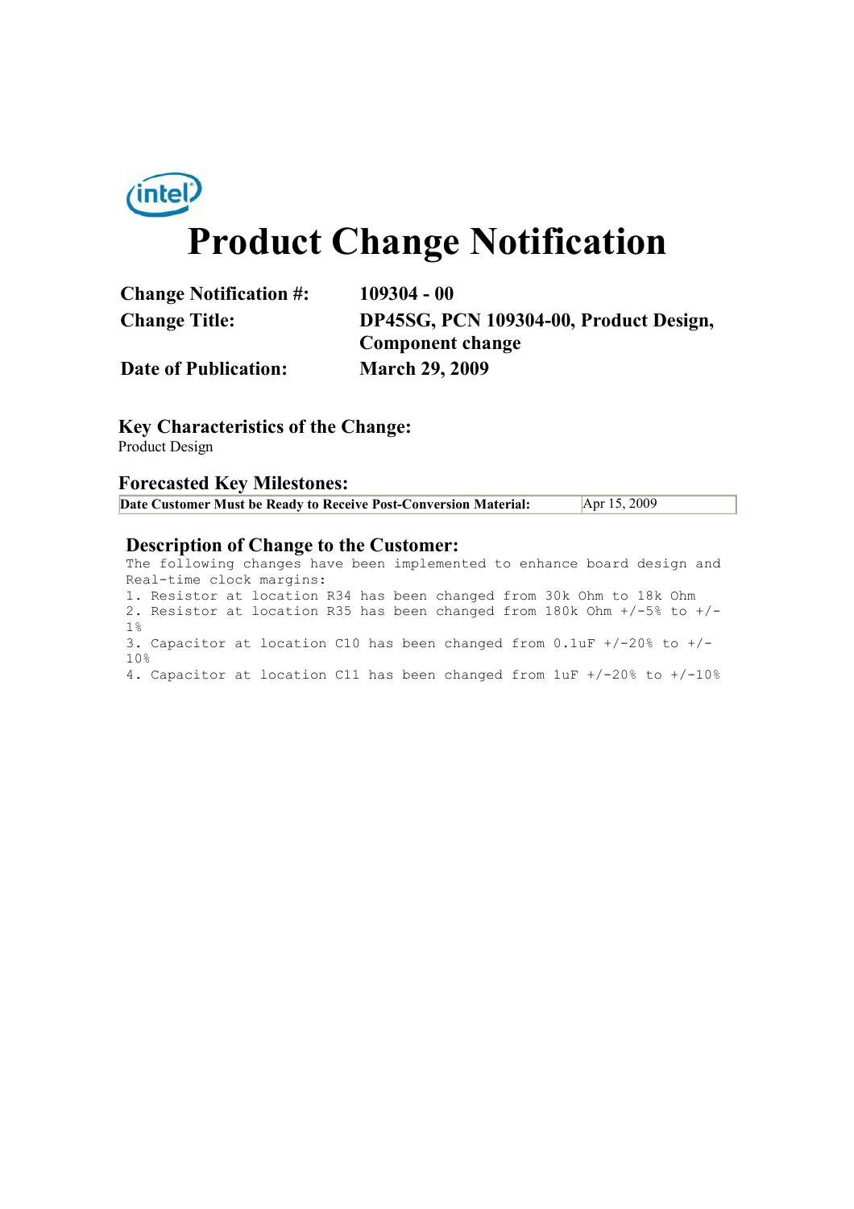# Product Change Notification

| | |
|---|---|
| **Change Notification #:** | **109304 - 00** |
| **Change Title:** | **DP45SG, PCN 109304-00, Product Design, Component change** |
| **Date of Publication:** | **March 29, 2009** |

## Key Characteristics of the Change:

Product Design

## Forecasted Key Milestones:

| | |
|---|---|
| **Date Customer Must be Ready to Receive Post-Conversion Material:** | Apr 15, 2009 |

## Description of Change to the Customer:

The following changes have been implemented to enhance board design and Real-time clock margins:

1. Resistor at location R34 has been changed from 30k Ohm to 18k Ohm
2. Resistor at location R35 has been changed from 180k Ohm +/-5% to +/-1%
3. Capacitor at location C10 has been changed from 0.1uF +/-20% to +/-10%
4. Capacitor at location C11 has been changed from 1uF +/-20% to +/-10%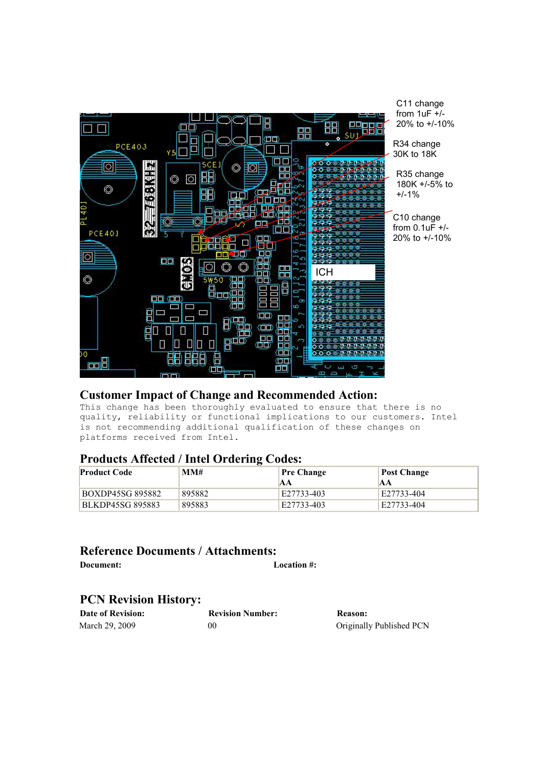C11 change from 1uF +/- 20% to +/-10%

R34 change 30K to 18K

R35 change 180K +/-5% to +/-1%

C10 change from 0.1uF +/- 20% to +/-10%

ICH

## Customer Impact of Change and Recommended Action:

This change has been thoroughly evaluated to ensure that there is no quality, reliability or functional implications to our customers. Intel is not recommending additional qualification of these changes on platforms received from Intel.

## Products Affected / Intel Ordering Codes:

| Product Code | MM# | Pre Change AA | Post Change AA |
|---|---|---|---|
| BOXDP45SG 895882 | 895882 | E27733-403 | E27733-404 |
| BLKDP45SG 895883 | 895883 | E27733-403 | E27733-404 |

## Reference Documents / Attachments:

**Document:** **Location #:**

## PCN Revision History:

| **Date of Revision:** | **Revision Number:** | **Reason:** |
|---|---|---|
| March 29, 2009 | 00 | Originally Published PCN |